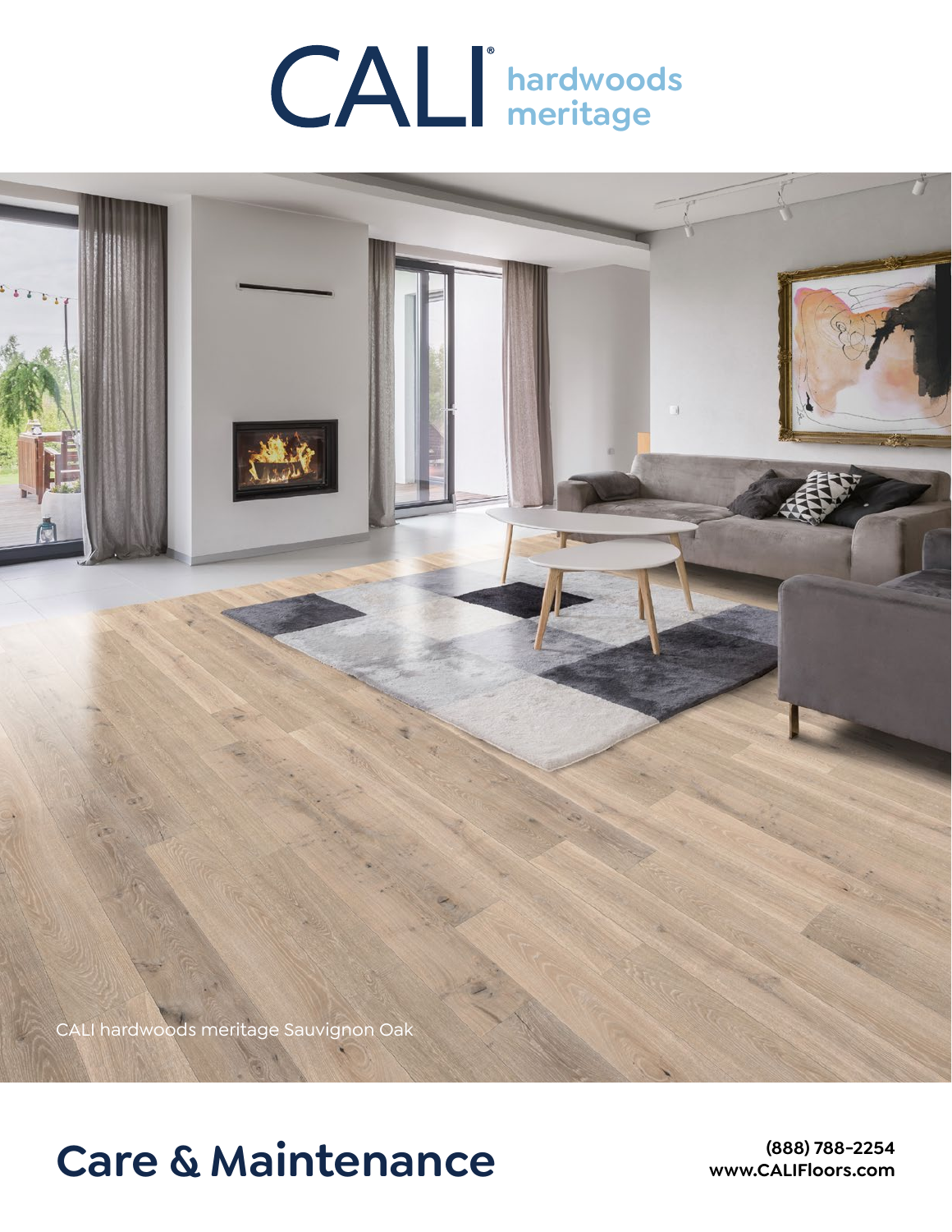# CALI® hardwoods meritage

CALI hardwoods meritage Sauvignon Oak

# Care & Maintenance

(888) 788-2254
www.CALIFloors.com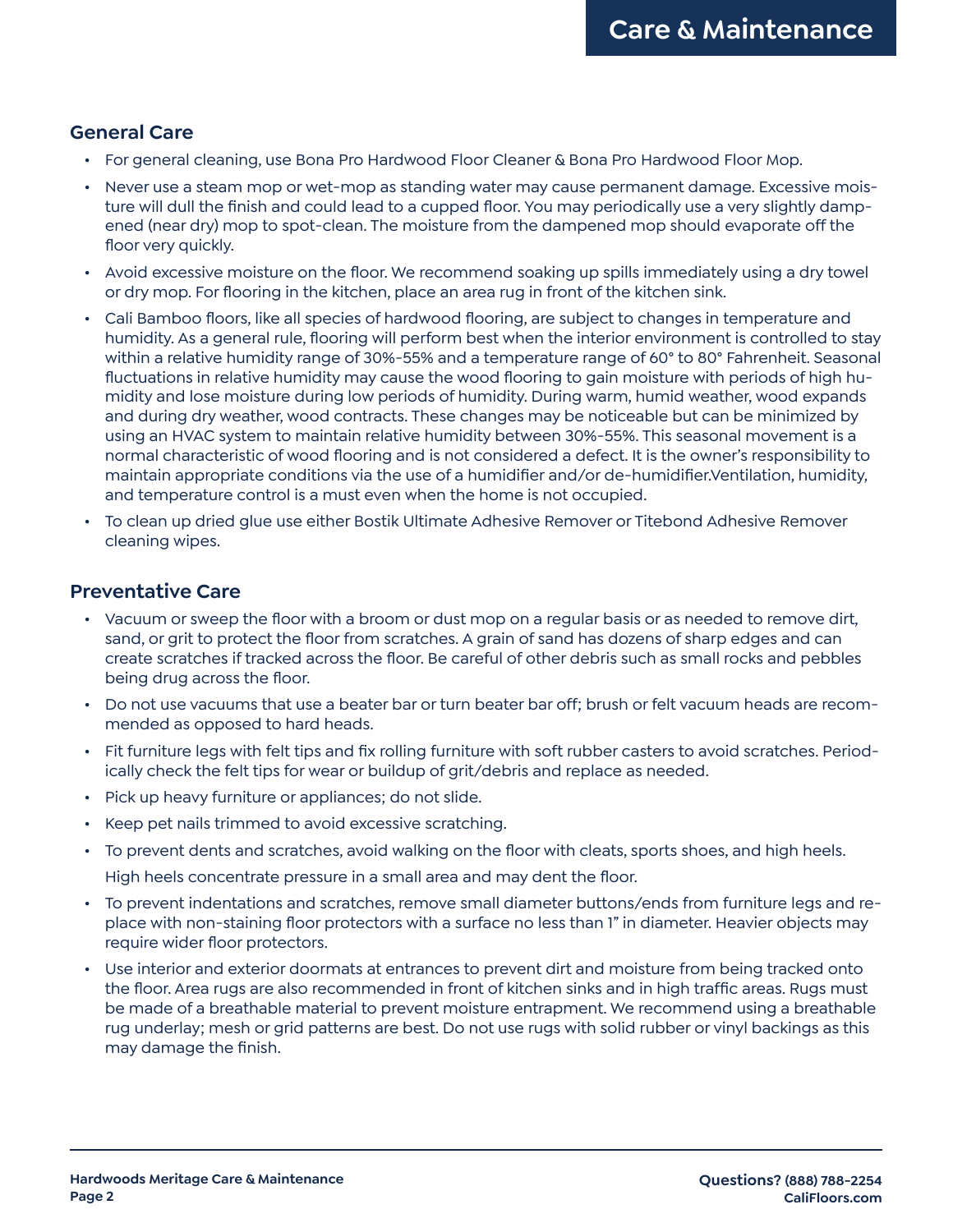# Care & Maintenance

## General Care

- For general cleaning, use Bona Pro Hardwood Floor Cleaner & Bona Pro Hardwood Floor Mop.
- Never use a steam mop or wet-mop as standing water may cause permanent damage. Excessive moisture will dull the finish and could lead to a cupped floor. You may periodically use a very slightly dampened (near dry) mop to spot-clean. The moisture from the dampened mop should evaporate off the floor very quickly.
- Avoid excessive moisture on the floor. We recommend soaking up spills immediately using a dry towel or dry mop. For flooring in the kitchen, place an area rug in front of the kitchen sink.
- Cali Bamboo floors, like all species of hardwood flooring, are subject to changes in temperature and humidity. As a general rule, flooring will perform best when the interior environment is controlled to stay within a relative humidity range of 30%-55% and a temperature range of 60° to 80° Fahrenheit. Seasonal fluctuations in relative humidity may cause the wood flooring to gain moisture with periods of high humidity and lose moisture during low periods of humidity. During warm, humid weather, wood expands and during dry weather, wood contracts. These changes may be noticeable but can be minimized by using an HVAC system to maintain relative humidity between 30%-55%. This seasonal movement is a normal characteristic of wood flooring and is not considered a defect. It is the owner's responsibility to maintain appropriate conditions via the use of a humidifier and/or de-humidifier.Ventilation, humidity, and temperature control is a must even when the home is not occupied.
- To clean up dried glue use either Bostik Ultimate Adhesive Remover or Titebond Adhesive Remover cleaning wipes.

## Preventative Care

- Vacuum or sweep the floor with a broom or dust mop on a regular basis or as needed to remove dirt, sand, or grit to protect the floor from scratches. A grain of sand has dozens of sharp edges and can create scratches if tracked across the floor. Be careful of other debris such as small rocks and pebbles being drug across the floor.
- Do not use vacuums that use a beater bar or turn beater bar off; brush or felt vacuum heads are recommended as opposed to hard heads.
- Fit furniture legs with felt tips and fix rolling furniture with soft rubber casters to avoid scratches. Periodically check the felt tips for wear or buildup of grit/debris and replace as needed.
- Pick up heavy furniture or appliances; do not slide.
- Keep pet nails trimmed to avoid excessive scratching.
- To prevent dents and scratches, avoid walking on the floor with cleats, sports shoes, and high heels.

  High heels concentrate pressure in a small area and may dent the floor.
- To prevent indentations and scratches, remove small diameter buttons/ends from furniture legs and replace with non-staining floor protectors with a surface no less than 1" in diameter. Heavier objects may require wider floor protectors.
- Use interior and exterior doormats at entrances to prevent dirt and moisture from being tracked onto the floor. Area rugs are also recommended in front of kitchen sinks and in high traffic areas. Rugs must be made of a breathable material to prevent moisture entrapment. We recommend using a breathable rug underlay; mesh or grid patterns are best. Do not use rugs with solid rubber or vinyl backings as this may damage the finish.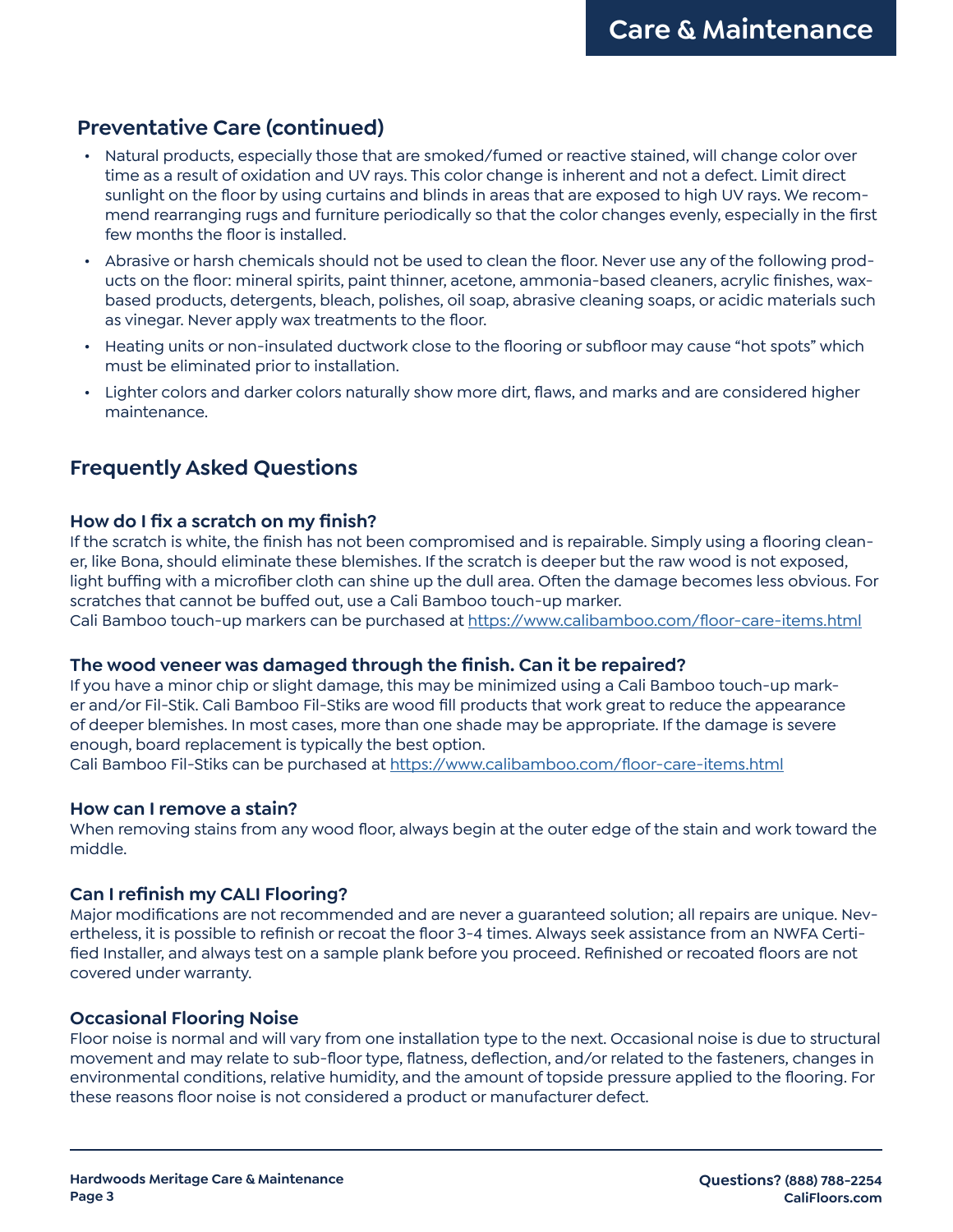## Preventative Care (continued)

- Natural products, especially those that are smoked/fumed or reactive stained, will change color over time as a result of oxidation and UV rays. This color change is inherent and not a defect. Limit direct sunlight on the floor by using curtains and blinds in areas that are exposed to high UV rays. We recommend rearranging rugs and furniture periodically so that the color changes evenly, especially in the first few months the floor is installed.
- Abrasive or harsh chemicals should not be used to clean the floor. Never use any of the following products on the floor: mineral spirits, paint thinner, acetone, ammonia-based cleaners, acrylic finishes, wax-based products, detergents, bleach, polishes, oil soap, abrasive cleaning soaps, or acidic materials such as vinegar. Never apply wax treatments to the floor.
- Heating units or non-insulated ductwork close to the flooring or subfloor may cause "hot spots" which must be eliminated prior to installation.
- Lighter colors and darker colors naturally show more dirt, flaws, and marks and are considered higher maintenance.

## Frequently Asked Questions

### How do I fix a scratch on my finish?

If the scratch is white, the finish has not been compromised and is repairable. Simply using a flooring cleaner, like Bona, should eliminate these blemishes. If the scratch is deeper but the raw wood is not exposed, light buffing with a microfiber cloth can shine up the dull area. Often the damage becomes less obvious. For scratches that cannot be buffed out, use a Cali Bamboo touch-up marker.
Cali Bamboo touch-up markers can be purchased at https://www.calibamboo.com/floor-care-items.html

### The wood veneer was damaged through the finish. Can it be repaired?

If you have a minor chip or slight damage, this may be minimized using a Cali Bamboo touch-up marker and/or Fil-Stik. Cali Bamboo Fil-Stiks are wood fill products that work great to reduce the appearance of deeper blemishes. In most cases, more than one shade may be appropriate. If the damage is severe enough, board replacement is typically the best option.
Cali Bamboo Fil-Stiks can be purchased at https://www.calibamboo.com/floor-care-items.html

### How can I remove a stain?

When removing stains from any wood floor, always begin at the outer edge of the stain and work toward the middle.

### Can I refinish my CALI Flooring?

Major modifications are not recommended and are never a guaranteed solution; all repairs are unique. Nevertheless, it is possible to refinish or recoat the floor 3-4 times. Always seek assistance from an NWFA Certified Installer, and always test on a sample plank before you proceed. Refinished or recoated floors are not covered under warranty.

### Occasional Flooring Noise

Floor noise is normal and will vary from one installation type to the next. Occasional noise is due to structural movement and may relate to sub-floor type, flatness, deflection, and/or related to the fasteners, changes in environmental conditions, relative humidity, and the amount of topside pressure applied to the flooring. For these reasons floor noise is not considered a product or manufacturer defect.